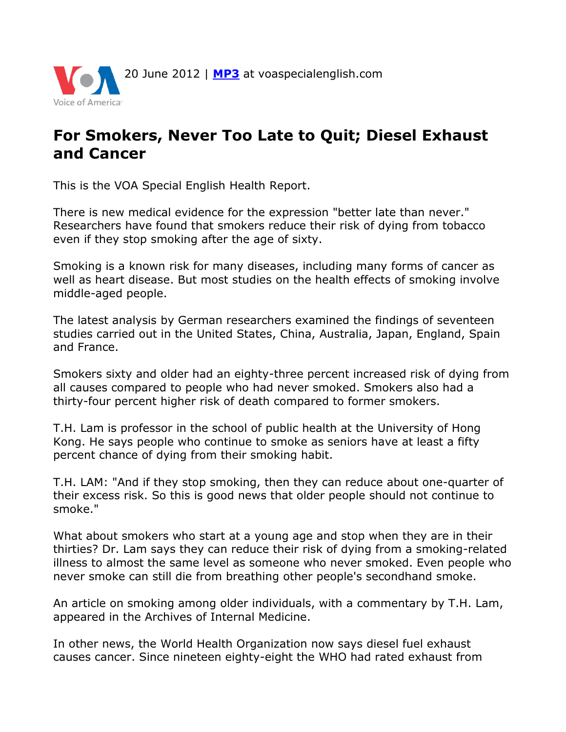Voice of America

20 June 2012 | **MP3** at voaspecialenglish.com

# For Smokers, Never Too Late to Quit; Diesel Exhaust and Cancer

This is the VOA Special English Health Report.

There is new medical evidence for the expression "better late than never." Researchers have found that smokers reduce their risk of dying from tobacco even if they stop smoking after the age of sixty.

Smoking is a known risk for many diseases, including many forms of cancer as well as heart disease. But most studies on the health effects of smoking involve middle-aged people.

The latest analysis by German researchers examined the findings of seventeen studies carried out in the United States, China, Australia, Japan, England, Spain and France.

Smokers sixty and older had an eighty-three percent increased risk of dying from all causes compared to people who had never smoked. Smokers also had a thirty-four percent higher risk of death compared to former smokers.

T.H. Lam is professor in the school of public health at the University of Hong Kong. He says people who continue to smoke as seniors have at least a fifty percent chance of dying from their smoking habit.

T.H. LAM: "And if they stop smoking, then they can reduce about one-quarter of their excess risk. So this is good news that older people should not continue to smoke."

What about smokers who start at a young age and stop when they are in their thirties? Dr. Lam says they can reduce their risk of dying from a smoking-related illness to almost the same level as someone who never smoked. Even people who never smoke can still die from breathing other people's secondhand smoke.

An article on smoking among older individuals, with a commentary by T.H. Lam, appeared in the Archives of Internal Medicine.

In other news, the World Health Organization now says diesel fuel exhaust causes cancer. Since nineteen eighty-eight the WHO had rated exhaust from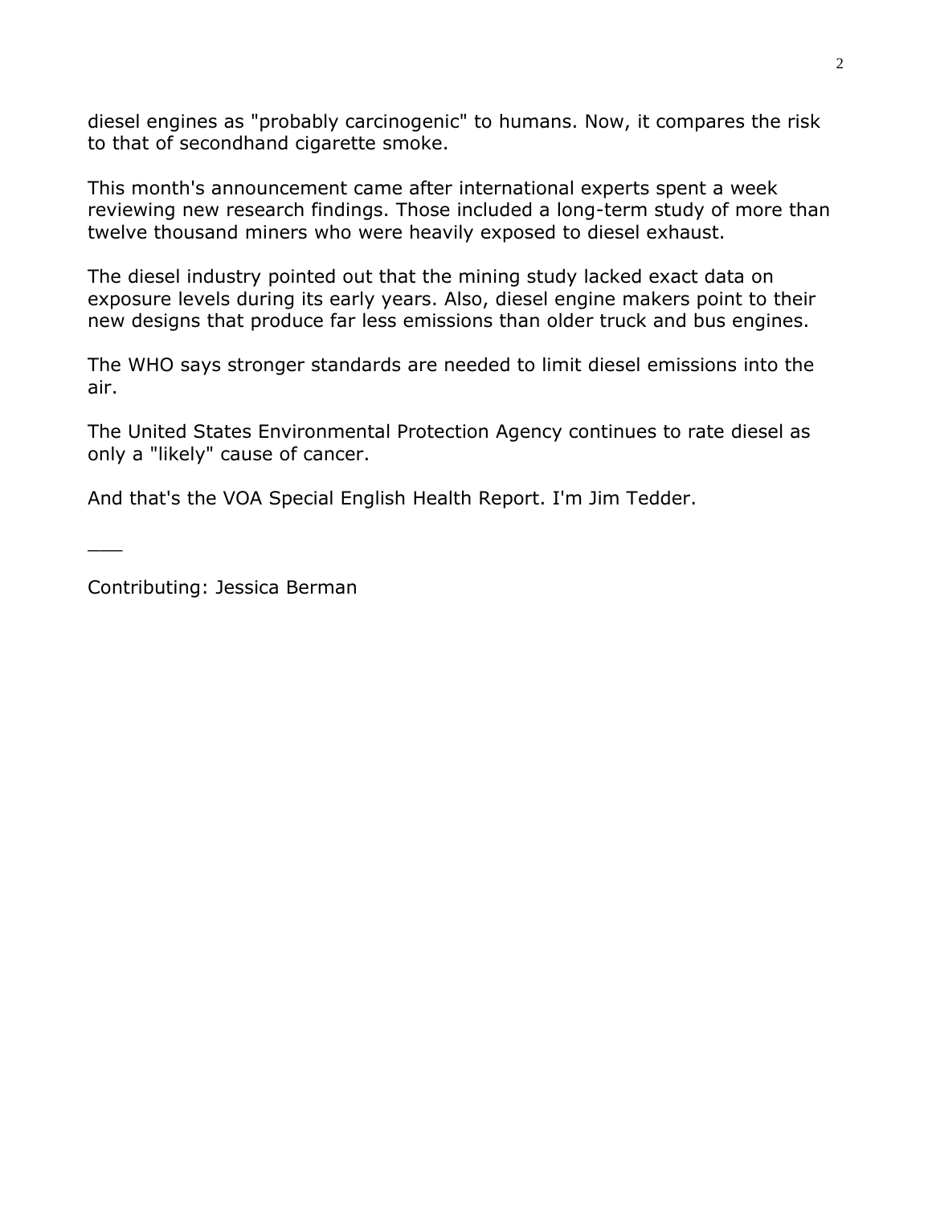diesel engines as "probably carcinogenic" to humans. Now, it compares the risk to that of secondhand cigarette smoke.

This month's announcement came after international experts spent a week reviewing new research findings. Those included a long-term study of more than twelve thousand miners who were heavily exposed to diesel exhaust.

The diesel industry pointed out that the mining study lacked exact data on exposure levels during its early years. Also, diesel engine makers point to their new designs that produce far less emissions than older truck and bus engines.

The WHO says stronger standards are needed to limit diesel emissions into the air.

The United States Environmental Protection Agency continues to rate diesel as only a "likely" cause of cancer.

And that's the VOA Special English Health Report. I'm Jim Tedder.

\_\_\_

Contributing: Jessica Berman